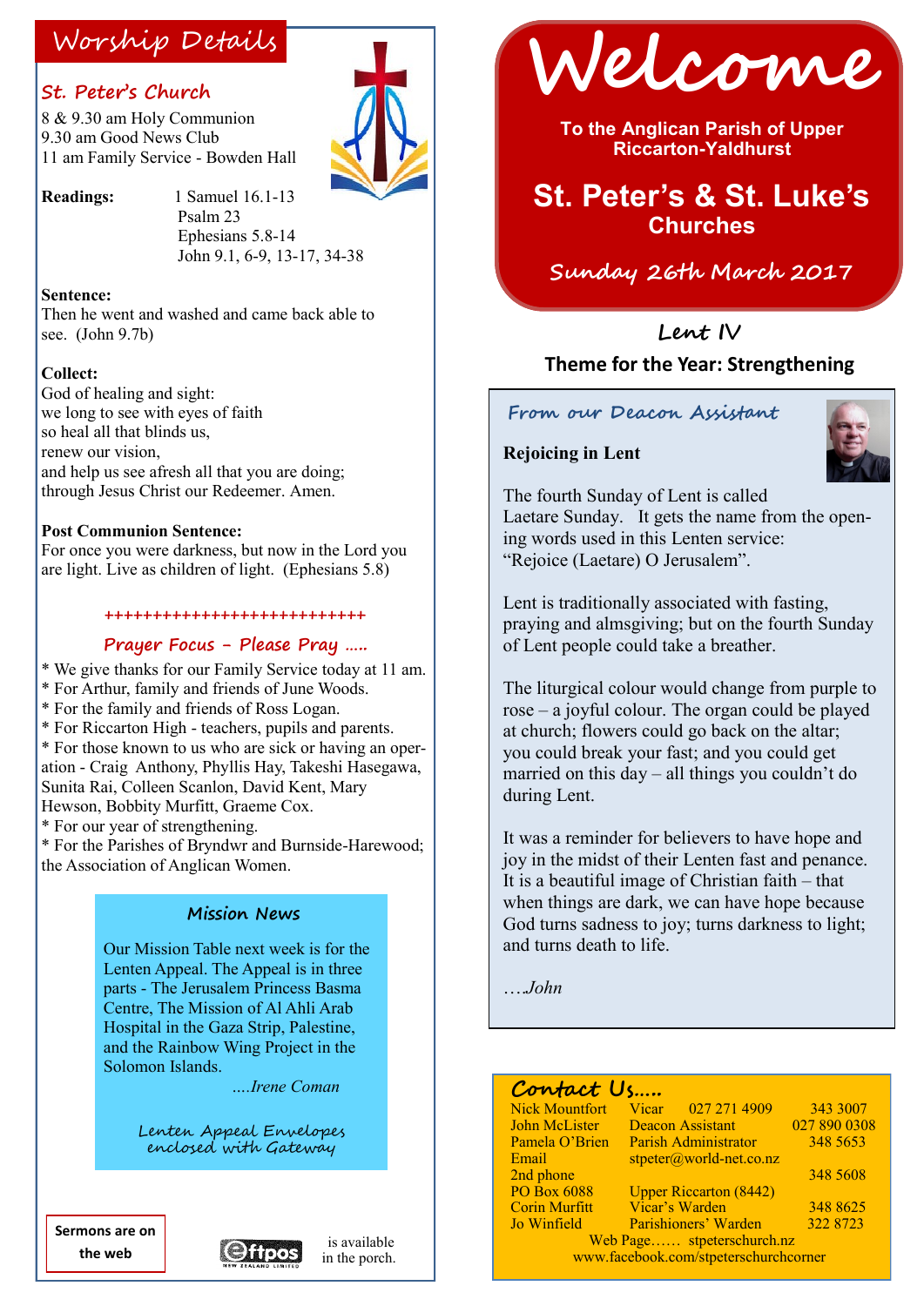# Welcome

**To the Anglican Parish of Upper Riccarton-Yaldhurst**

## St. Peter's & St. Luke's Churches

**Sunday 26th March 2017**

### Lent IV

**Theme for the Year: Strengthening**

## Worship Details

### St. Peter's Church

8 & 9.30 am Holy Communion
9.30 am Good News Club
11 am Family Service - Bowden Hall

**Readings:**
1 Samuel 16.1-13
Psalm 23
Ephesians 5.8-14
John 9.1, 6-9, 13-17, 34-38

**Sentence:**
Then he went and washed and came back able to see. (John 9.7b)

**Collect:**
God of healing and sight:
we long to see with eyes of faith
so heal all that blinds us,
renew our vision,
and help us see afresh all that you are doing;
through Jesus Christ our Redeemer. Amen.

**Post Communion Sentence:**
For once you were darkness, but now in the Lord you are light. Live as children of light. (Ephesians 5.8)

+++++++++++++++++++++++++++

### Prayer Focus - Please Pray .....

* We give thanks for our Family Service today at 11 am.
* For Arthur, family and friends of June Woods.
* For the family and friends of Ross Logan.
* For Riccarton High - teachers, pupils and parents.
* For those known to us who are sick or having an operation - Craig Anthony, Phyllis Hay, Takeshi Hasegawa, Sunita Rai, Colleen Scanlon, David Kent, Mary Hewson, Bobbity Murfitt, Graeme Cox.
* For our year of strengthening.
* For the Parishes of Bryndwr and Burnside-Harewood; the Association of Anglican Women.

### Mission News

Our Mission Table next week is for the Lenten Appeal. The Appeal is in three parts - The Jerusalem Princess Basma Centre, The Mission of Al Ahli Arab Hospital in the Gaza Strip, Palestine, and the Rainbow Wing Project in the Solomon Islands.

*....Irene Coman*

Lenten Appeal Envelopes enclosed with Gateway

**Sermons are on the web**

Eftpos is available in the porch.

### From our Deacon Assistant

**Rejoicing in Lent**

The fourth Sunday of Lent is called Laetare Sunday. It gets the name from the opening words used in this Lenten service: "Rejoice (Laetare) O Jerusalem".

Lent is traditionally associated with fasting, praying and almsgiving; but on the fourth Sunday of Lent people could take a breather.

The liturgical colour would change from purple to rose – a joyful colour. The organ could be played at church; flowers could go back on the altar; you could break your fast; and you could get married on this day – all things you couldn't do during Lent.

It was a reminder for believers to have hope and joy in the midst of their Lenten fast and penance. It is a beautiful image of Christian faith – that when things are dark, we can have hope because God turns sadness to joy; turns darkness to light; and turns death to life.

*....John*

### Contact Us.....

| | | |
|---|---|---|
| Nick Mountfort | Vicar 027 271 4909 | 343 3007 |
| John McLister | Deacon Assistant | 027 890 0308 |
| Pamela O'Brien | Parish Administrator | 348 5653 |
| Email | stpeter@world-net.co.nz | |
| 2nd phone | | 348 5608 |
| PO Box 6088 | Upper Riccarton (8442) | |
| Corin Murfitt | Vicar's Warden | 348 8625 |
| Jo Winfield | Parishioners' Warden | 322 8723 |

Web Page...... stpeterschurch.nz
www.facebook.com/stpeterschurchcorner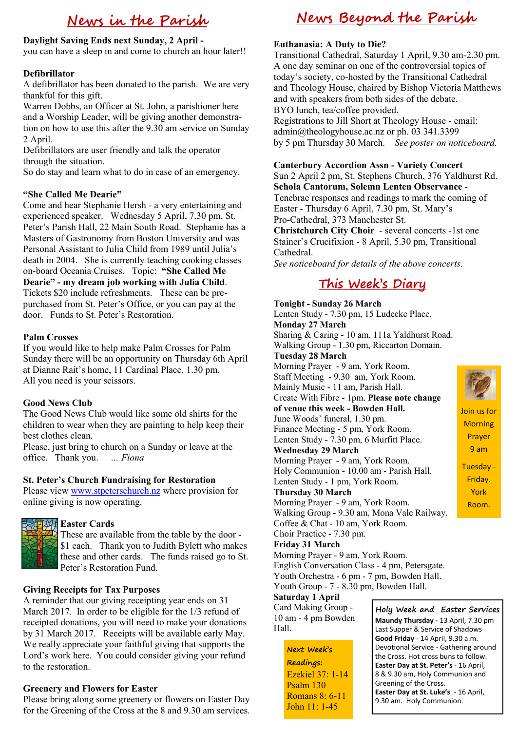## News in the Parish

**Daylight Saving Ends next Sunday, 2 April -**
you can have a sleep in and come to church an hour later!!

**Defibrillator**
A defibrillator has been donated to the parish. We are very thankful for this gift.
Warren Dobbs, an Officer at St. John, a parishioner here and a Worship Leader, will be giving another demonstration on how to use this after the 9.30 am service on Sunday 2 April.
Defibrillators are user friendly and talk the operator through the situation.
So do stay and learn what to do in case of an emergency.

**"She Called Me Dearie"**
Come and hear Stephanie Hersh - a very entertaining and experienced speaker. Wednesday 5 April, 7.30 pm, St. Peter's Parish Hall, 22 Main South Road. Stephanie has a Masters of Gastronomy from Boston University and was Personal Assistant to Julia Child from 1989 until Julia's death in 2004. She is currently teaching cooking classes on-board Oceania Cruises. Topic: **"She Called Me Dearie" - my dream job working with Julia Child**. Tickets $20 include refreshments. These can be pre-purchased from St. Peter's Office, or you can pay at the door. Funds to St. Peter's Restoration.

**Palm Crosses**
If you would like to help make Palm Crosses for Palm Sunday there will be an opportunity on Thursday 6th April at Dianne Rait's home, 11 Cardinal Place, 1.30 pm.
All you need is your scissors.

**Good News Club**
The Good News Club would like some old shirts for the children to wear when they are painting to help keep their best clothes clean.
Please, just bring to church on a Sunday or leave at the office. Thank you. *... Fiona*

**St. Peter's Church Fundraising for Restoration**
Please view www.stpeterschurch.nz where provision for online giving is now operating.

**Easter Cards**
These are available from the table by the door - $1 each. Thank you to Judith Bylett who makes these and other cards. The funds raised go to St. Peter's Restoration Fund.

**Giving Receipts for Tax Purposes**
A reminder that our giving receipting year ends on 31 March 2017. In order to be eligible for the 1/3 refund of receipted donations, you will need to make your donations by 31 March 2017. Receipts will be available early May. We really appreciate your faithful giving that supports the Lord's work here. You could consider giving your refund to the restoration.

**Greenery and Flowers for Easter**
Please bring along some greenery or flowers on Easter Day for the Greening of the Cross at the 8 and 9.30 am services.

## News Beyond the Parish

**Euthanasia: A Duty to Die?**
Transitional Cathedral, Saturday 1 April, 9.30 am-2.30 pm.
A one day seminar on one of the controversial topics of today's society, co-hosted by the Transitional Cathedral and Theology House, chaired by Bishop Victoria Matthews and with speakers from both sides of the debate.
BYO lunch, tea/coffee provided.
Registrations to Jill Short at Theology House - email: admin@theologyhouse.ac.nz or ph. 03 341.3399
by 5 pm Thursday 30 March. *See poster on noticeboard.*

**Canterbury Accordion Assn - Variety Concert**
Sun 2 April 2 pm, St. Stephens Church, 376 Yaldhurst Rd.
**Schola Cantorum, Solemn Lenten Observance** -
Tenebrae responses and readings to mark the coming of Easter - Thursday 6 April, 7.30 pm, St. Mary's Pro-Cathedral, 373 Manchester St.
**Christchurch City Choir** - several concerts -1st one Stainer's Crucifixion - 8 April, 5.30 pm, Transitional Cathedral.
*See noticeboard for details of the above concerts.*

## This Week's Diary

**Tonight - Sunday 26 March**
Lenten Study - 7.30 pm, 15 Ludecke Place.
**Monday 27 March**
Sharing & Caring - 10 am, 111a Yaldhurst Road.
Walking Group - 1.30 pm, Riccarton Domain.
**Tuesday 28 March**
Morning Prayer - 9 am, York Room.
Staff Meeting - 9.30 am, York Room.
Mainly Music - 11 am, Parish Hall.
Create With Fibre - 1pm. **Please note change of venue this week - Bowden Hall.**
June Woods' funeral, 1.30 pm.
Finance Meeting - 5 pm, York Room.
Lenten Study - 7.30 pm, 6 Murfitt Place.
**Wednesday 29 March**
Morning Prayer - 9 am, York Room.
Holy Communion - 10.00 am - Parish Hall.
Lenten Study - 1 pm, York Room.
**Thursday 30 March**
Morning Prayer - 9 am, York Room.
Walking Group - 9.30 am, Mona Vale Railway.
Coffee & Chat - 10 am, York Room.
Choir Practice - 7.30 pm.
**Friday 31 March**
Morning Prayer - 9 am, York Room.
English Conversation Class - 4 pm, Petersgate.
Youth Orchestra - 6 pm - 7 pm, Bowden Hall.
Youth Group - 7 - 8.30 pm, Bowden Hall.
**Saturday 1 April**
Card Making Group - 10 am - 4 pm Bowden Hall.

Join us for Morning Prayer 9 am Tuesday - Friday. York Room.

*Next Week's Readings:*
Ezekiel 37: 1-14
Psalm 130
Romans 8: 6-11
John 11: 1-45

*Holy Week and Easter Services*
**Maundy Thursday** - 13 April, 7.30 pm Last Supper & Service of Shadows
**Good Friday** - 14 April, 9.30 a.m. Devotional Service - Gathering around the Cross. Hot cross buns to follow.
**Easter Day at St. Peter's** - 16 April, 8 & 9.30 am, Holy Communion and Greening of the Cross.
**Easter Day at St. Luke's** - 16 April, 9.30 am. Holy Communion.